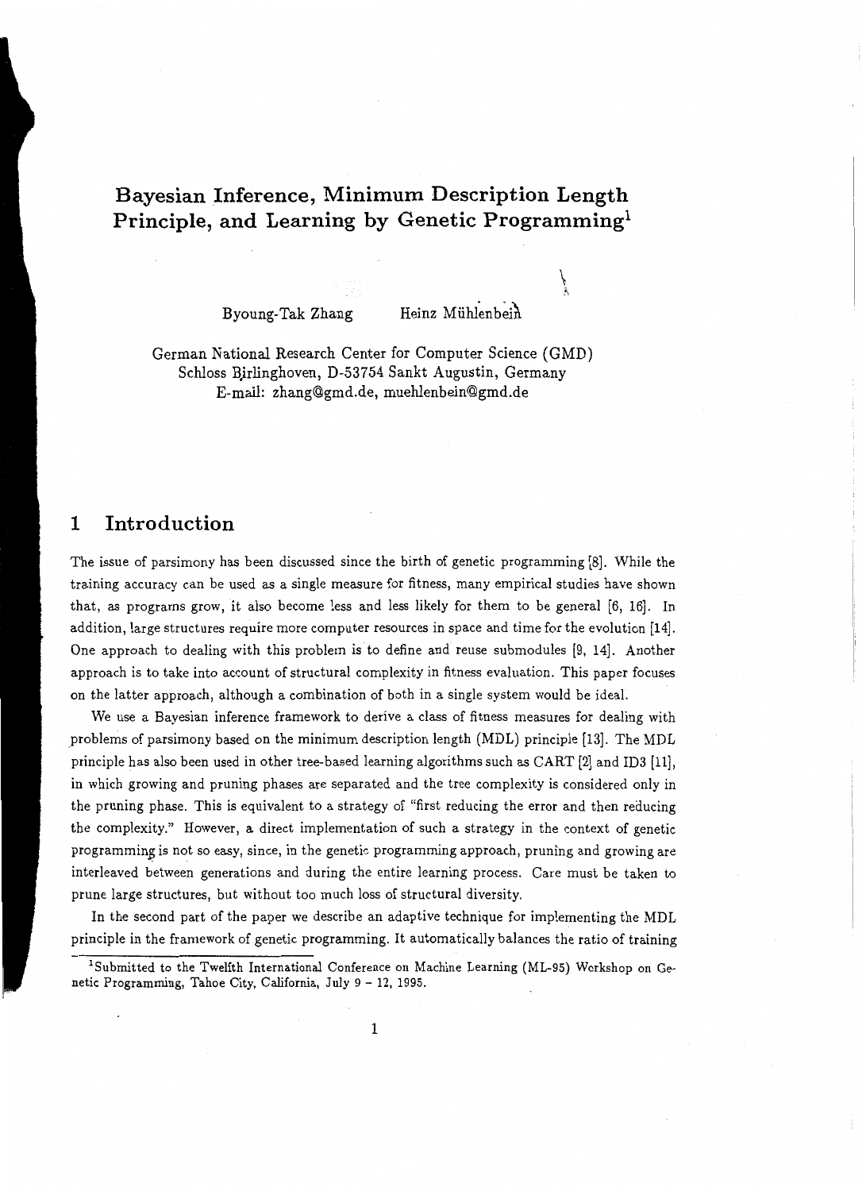# Bayesian Inference, Minimum Description Length Principle, and Learning by Genetic Programming[1]

Byoung-Tak Zhang Heinz Mühlenbein

German National Research Center for Computer Science (GMD)
Schloss Birlinghoven, D-53754 Sankt Augustin, Germany
E-mail: zhang@gmd.de, muehlenbein@gmd.de

## 1 Introduction

The issue of parsimony has been discussed since the birth of genetic programming [8]. While the training accuracy can be used as a single measure for fitness, many empirical studies have shown that, as programs grow, it also become less and less likely for them to be general [6, 16]. In addition, large structures require more computer resources in space and time for the evolution [14]. One approach to dealing with this problem is to define and reuse submodules [9, 14]. Another approach is to take into account of structural complexity in fitness evaluation. This paper focuses on the latter approach, although a combination of both in a single system would be ideal.

We use a Bayesian inference framework to derive a class of fitness measures for dealing with problems of parsimony based on the minimum description length (MDL) principle [13]. The MDL principle has also been used in other tree-based learning algorithms such as CART [2] and ID3 [11], in which growing and pruning phases are separated and the tree complexity is considered only in the pruning phase. This is equivalent to a strategy of "first reducing the error and then reducing the complexity." However, a direct implementation of such a strategy in the context of genetic programming is not so easy, since, in the genetic programming approach, pruning and growing are interleaved between generations and during the entire learning process. Care must be taken to prune large structures, but without too much loss of structural diversity.

In the second part of the paper we describe an adaptive technique for implementing the MDL principle in the framework of genetic programming. It automatically balances the ratio of training

[1] Submitted to the Twelfth International Conference on Machine Learning (ML-95) Workshop on Genetic Programming, Tahoe City, California, July 9 - 12, 1995.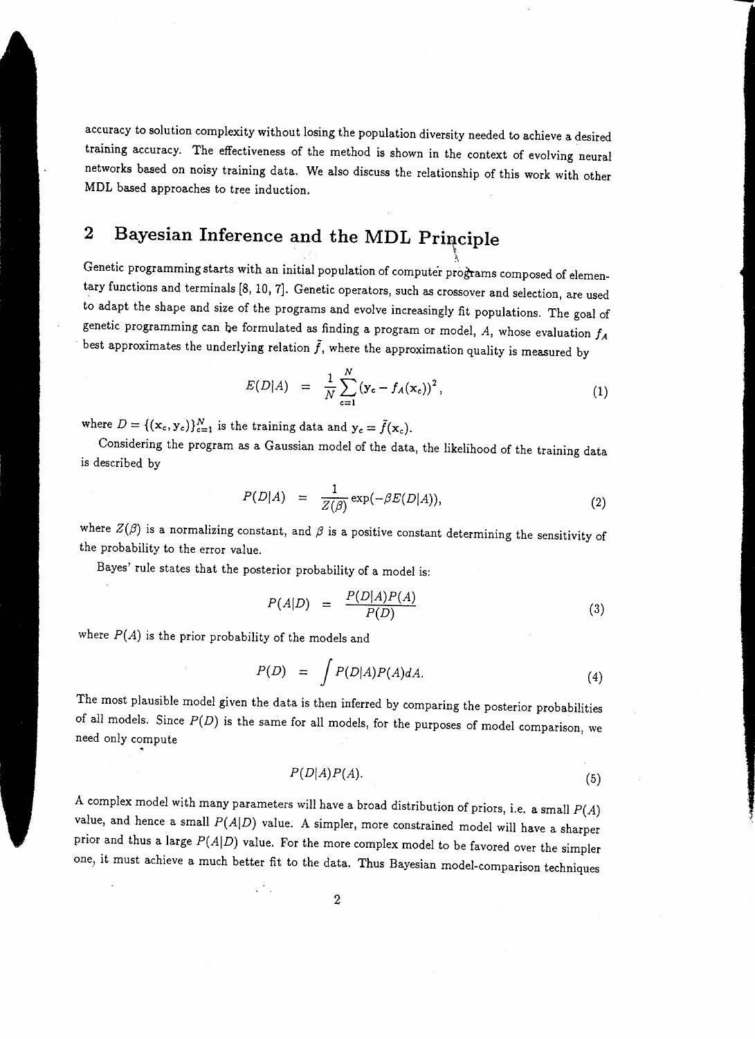accuracy to solution complexity without losing the population diversity needed to achieve a desired training accuracy. The effectiveness of the method is shown in the context of evolving neural networks based on noisy training data. We also discuss the relationship of this work with other MDL based approaches to tree induction.

## 2 Bayesian Inference and the MDL Principle

Genetic programming starts with an initial population of computer programs composed of elementary functions and terminals [8, 10, 7]. Genetic operators, such as crossover and selection, are used to adapt the shape and size of the programs and evolve increasingly fit populations. The goal of genetic programming can be formulated as finding a program or model, $A$, whose evaluation $f_A$ best approximates the underlying relation $\tilde{f}$, where the approximation quality is measured by

$$E(D|A) = \frac{1}{N}\sum_{c=1}^{N}(\mathbf{y}_c - f_A(\mathbf{x}_c))^2, \tag{1}$$

where $D = \{(\mathbf{x}_c, \mathbf{y}_c)\}_{c=1}^{N}$ is the training data and $\mathbf{y}_c = \tilde{f}(\mathbf{x}_c)$.

Considering the program as a Gaussian model of the data, the likelihood of the training data is described by

$$P(D|A) = \frac{1}{Z(\beta)}\exp(-\beta E(D|A)), \tag{2}$$

where $Z(\beta)$ is a normalizing constant, and $\beta$ is a positive constant determining the sensitivity of the probability to the error value.

Bayes' rule states that the posterior probability of a model is:

$$P(A|D) = \frac{P(D|A)P(A)}{P(D)} \tag{3}$$

where $P(A)$ is the prior probability of the models and

$$P(D) = \int P(D|A)P(A)dA. \tag{4}$$

The most plausible model given the data is then inferred by comparing the posterior probabilities of all models. Since $P(D)$ is the same for all models, for the purposes of model comparison, we need only compute

$$P(D|A)P(A). \tag{5}$$

A complex model with many parameters will have a broad distribution of priors, i.e. a small $P(A)$ value, and hence a small $P(A|D)$ value. A simpler, more constrained model will have a sharper prior and thus a large $P(A|D)$ value. For the more complex model to be favored over the simpler one, it must achieve a much better fit to the data. Thus Bayesian model-comparison techniques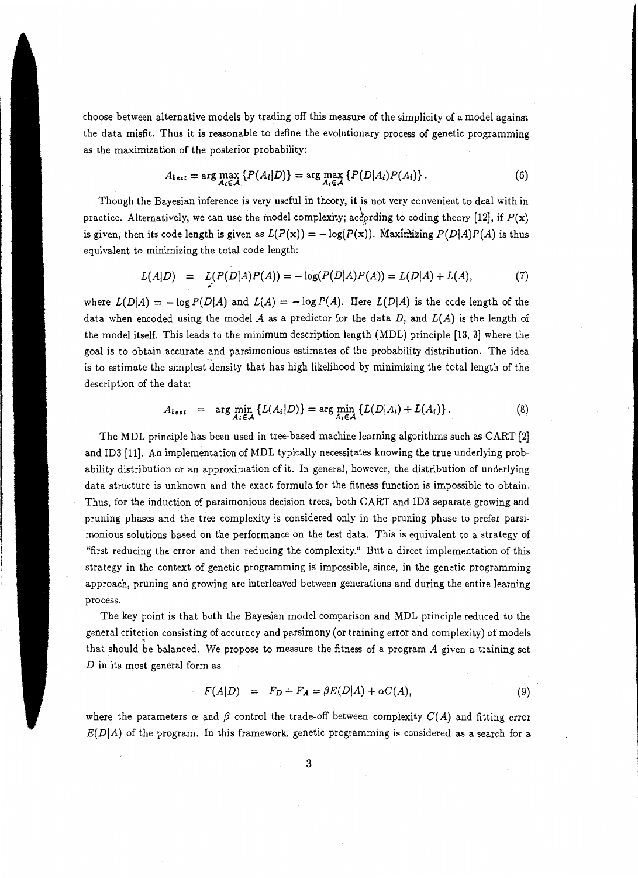choose between alternative models by trading off this measure of the simplicity of a model against the data misfit. Thus it is reasonable to define the evolutionary process of genetic programming as the maximization of the posterior probability:

$$A_{best} = \arg\max_{A_i \in \mathcal{A}} \{P(A_i|D)\} = \arg\max_{A_i \in \mathcal{A}} \{P(D|A_i)P(A_i)\}. \tag{6}$$

Though the Bayesian inference is very useful in theory, it is not very convenient to deal with in practice. Alternatively, we can use the model complexity; according to coding theory [12], if $P(\mathbf{x})$ is given, then its code length is given as $L(P(\mathbf{x})) = -\log(P(\mathbf{x}))$. Maximizing $P(D|A)P(A)$ is thus equivalent to minimizing the total code length:

$$L(A|D) \;=\; L(P(D|A)P(A)) = -\log(P(D|A)P(A)) = L(D|A) + L(A), \tag{7}$$

where $L(D|A) = -\log P(D|A)$ and $L(A) = -\log P(A)$. Here $L(D|A)$ is the code length of the data when encoded using the model $A$ as a predictor for the data $D$, and $L(A)$ is the length of the model itself. This leads to the minimum description length (MDL) principle [13, 3] where the goal is to obtain accurate and parsimonious estimates of the probability distribution. The idea is to estimate the simplest density that has high likelihood by minimizing the total length of the description of the data:

$$A_{best} \;=\; \arg\min_{A_i \in \mathcal{A}} \{L(A_i|D)\} = \arg\min_{A_i \in \mathcal{A}} \{L(D|A_i) + L(A_i)\}. \tag{8}$$

The MDL principle has been used in tree-based machine learning algorithms such as CART [2] and ID3 [11]. An implementation of MDL typically necessitates knowing the true underlying probability distribution or an approximation of it. In general, however, the distribution of underlying data structure is unknown and the exact formula for the fitness function is impossible to obtain. Thus, for the induction of parsimonious decision trees, both CART and ID3 separate growing and pruning phases and the tree complexity is considered only in the pruning phase to prefer parsimonious solutions based on the performance on the test data. This is equivalent to a strategy of "first reducing the error and then reducing the complexity." But a direct implementation of this strategy in the context of genetic programming is impossible, since, in the genetic programming approach, pruning and growing are interleaved between generations and during the entire learning process.

The key point is that both the Bayesian model comparison and MDL principle reduced to the general criterion consisting of accuracy and parsimony (or training error and complexity) of models that should be balanced. We propose to measure the fitness of a program $A$ given a training set $D$ in its most general form as

$$F(A|D) \;=\; F_D + F_A = \beta E(D|A) + \alpha C(A), \tag{9}$$

where the parameters $\alpha$ and $\beta$ control the trade-off between complexity $C(A)$ and fitting error $E(D|A)$ of the program. In this framework, genetic programming is considered as a search for a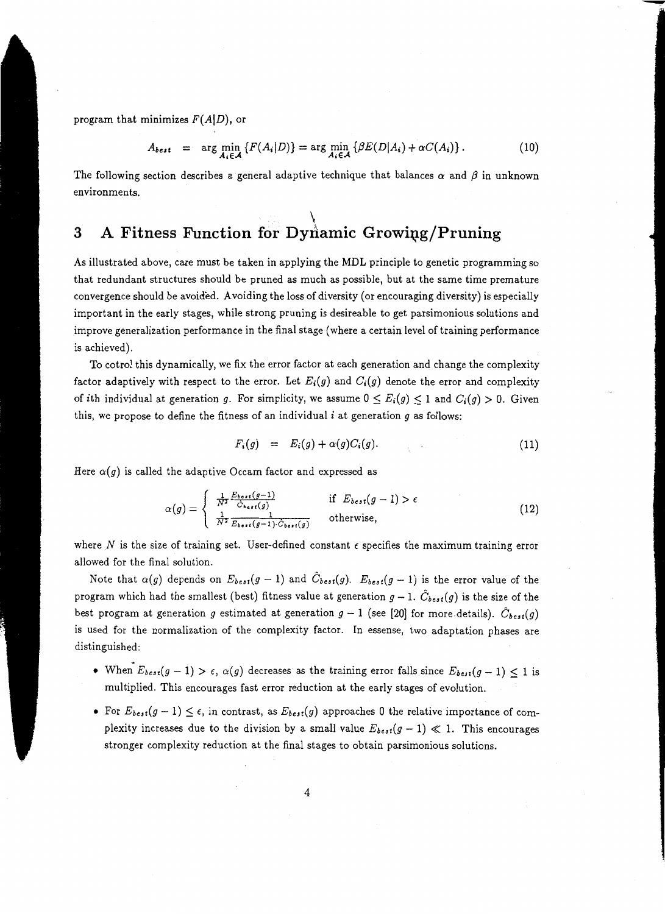program that minimizes $F(A|D)$, or

$$A_{best} = \arg \min_{A_i \in \mathcal{A}} \{F(A_i|D)\} = \arg \min_{A_i \in \mathcal{A}} \{\beta E(D|A_i) + \alpha C(A_i)\}. \quad (10)$$

The following section describes a general adaptive technique that balances $\alpha$ and $\beta$ in unknown environments.

## 3 A Fitness Function for Dynamic Growing/Pruning

As illustrated above, care must be taken in applying the MDL principle to genetic programming so that redundant structures should be pruned as much as possible, but at the same time premature convergence should be avoided. Avoiding the loss of diversity (or encouraging diversity) is especially important in the early stages, while strong pruning is desireable to get parsimonious solutions and improve generalization performance in the final stage (where a certain level of training performance is achieved).

To cotrol this dynamically, we fix the error factor at each generation and change the complexity factor adaptively with respect to the error. Let $E_i(g)$ and $C_i(g)$ denote the error and complexity of $i$th individual at generation $g$. For simplicity, we assume $0 \leq E_i(g) \leq 1$ and $C_i(g) > 0$. Given this, we propose to define the fitness of an individual $i$ at generation $g$ as follows:

$$F_i(g) = E_i(g) + \alpha(g) C_i(g). \quad (11)$$

Here $\alpha(g)$ is called the adaptive Occam factor and expressed as

$$\alpha(g) = \begin{cases} \frac{1}{N^2} \frac{E_{best}(g-1)}{\hat{C}_{best}(g)} & \text{if } E_{best}(g-1) > \epsilon \\ \frac{1}{N^2} \frac{1}{E_{best}(g-1) \cdot \hat{C}_{best}(g)} & \text{otherwise,} \end{cases} \quad (12)$$

where $N$ is the size of training set. User-defined constant $\epsilon$ specifies the maximum training error allowed for the final solution.

Note that $\alpha(g)$ depends on $E_{best}(g-1)$ and $\hat{C}_{best}(g)$. $E_{best}(g-1)$ is the error value of the program which had the smallest (best) fitness value at generation $g-1$. $\hat{C}_{best}(g)$ is the size of the best program at generation $g$ estimated at generation $g-1$ (see [20] for more details). $\hat{C}_{best}(g)$ is used for the normalization of the complexity factor. In essense, two adaptation phases are distinguished:

- When $E_{best}(g-1) > \epsilon$, $\alpha(g)$ decreases as the training error falls since $E_{best}(g-1) \leq 1$ is multiplied. This encourages fast error reduction at the early stages of evolution.
- For $E_{best}(g-1) \leq \epsilon$, in contrast, as $E_{best}(g)$ approaches 0 the relative importance of complexity increases due to the division by a small value $E_{best}(g-1) \ll 1$. This encourages stronger complexity reduction at the final stages to obtain parsimonious solutions.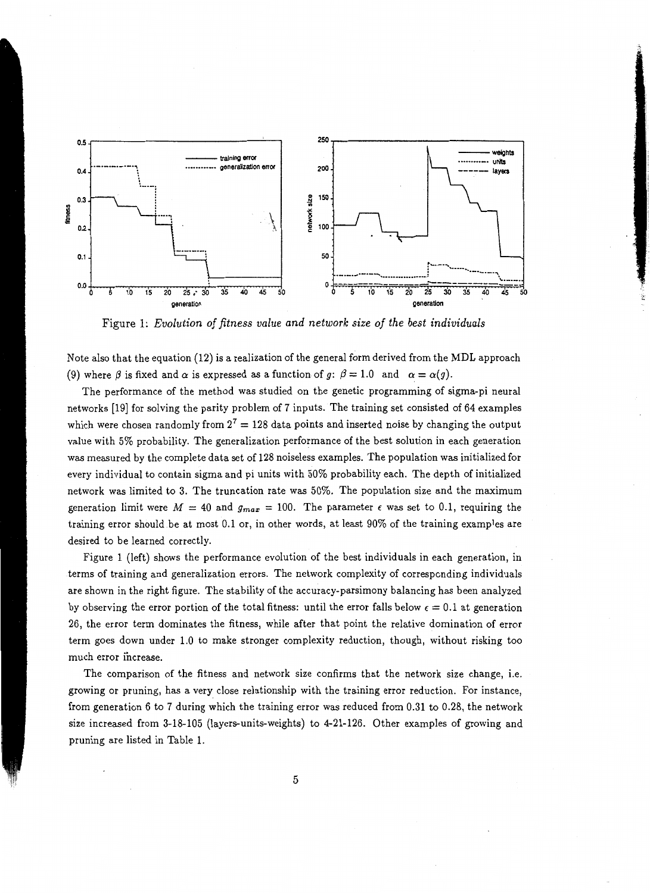Figure 1: *Evolution of fitness value and network size of the best individuals*

Note also that the equation (12) is a realization of the general form derived from the MDL approach (9) where $\beta$ is fixed and $\alpha$ is expressed as a function of $g$: $\beta = 1.0$ and $\alpha = \alpha(g)$.

The performance of the method was studied on the genetic programming of sigma-pi neural networks [19] for solving the parity problem of 7 inputs. The training set consisted of 64 examples which were chosen randomly from $2^7 = 128$ data points and inserted noise by changing the output value with 5% probability. The generalization performance of the best solution in each generation was measured by the complete data set of 128 noiseless examples. The population was initialized for every individual to contain sigma and pi units with 50% probability each. The depth of initialized network was limited to 3. The truncation rate was 50%. The population size and the maximum generation limit were $M = 40$ and $g_{max} = 100$. The parameter $\epsilon$ was set to 0.1, requiring the training error should be at most 0.1 or, in other words, at least 90% of the training examples are desired to be learned correctly.

Figure 1 (left) shows the performance evolution of the best individuals in each generation, in terms of training and generalization errors. The network complexity of corresponding individuals are shown in the right figure. The stability of the accuracy-parsimony balancing has been analyzed by observing the error portion of the total fitness: until the error falls below $\epsilon = 0.1$ at generation 26, the error term dominates the fitness, while after that point the relative domination of error term goes down under 1.0 to make stronger complexity reduction, though, without risking too much error increase.

The comparison of the fitness and network size confirms that the network size change, i.e. growing or pruning, has a very close relationship with the training error reduction. For instance, from generation 6 to 7 during which the training error was reduced from 0.31 to 0.28, the network size increased from 3-18-105 (layers-units-weights) to 4-21-126. Other examples of growing and pruning are listed in Table 1.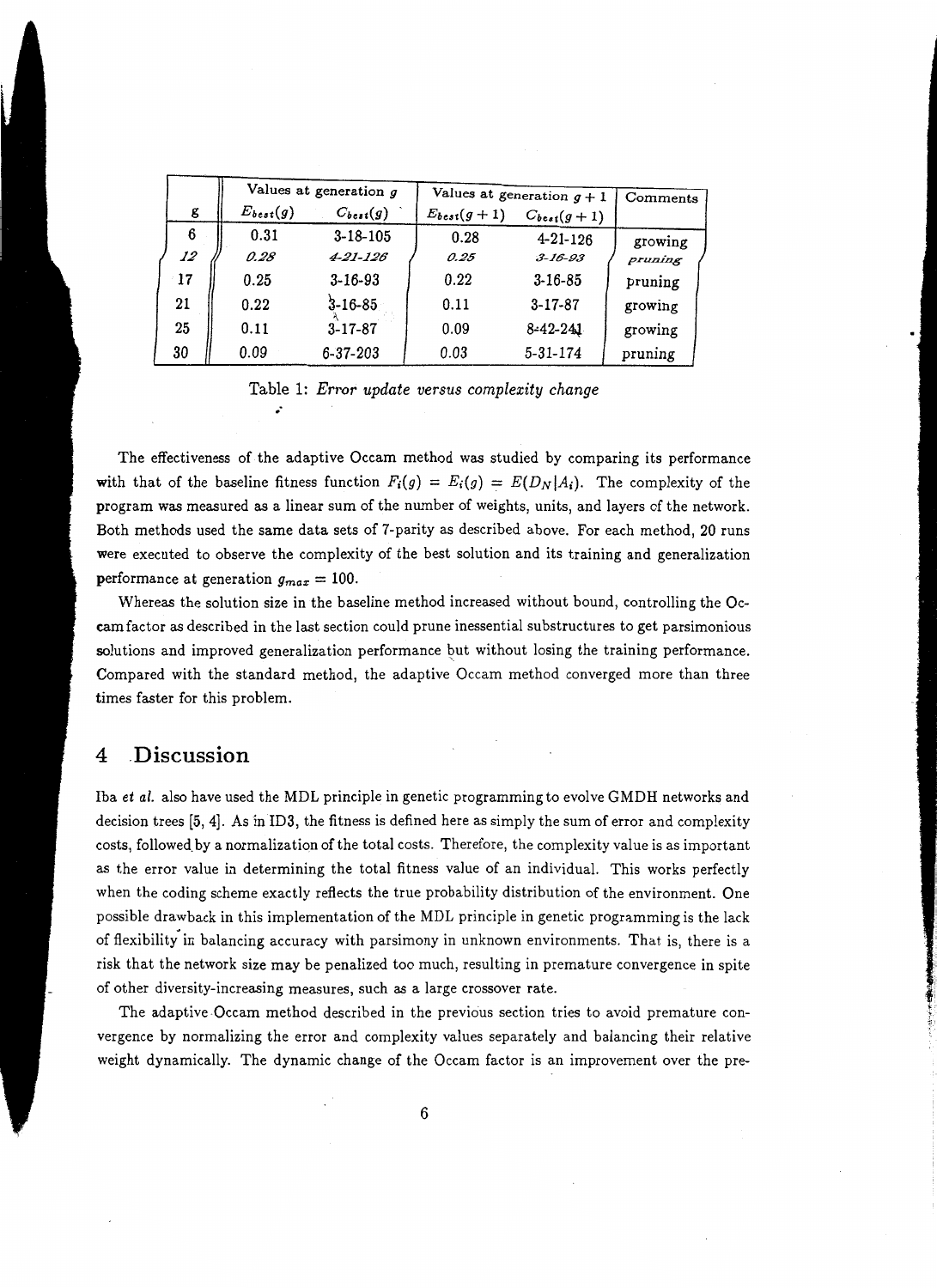| g | Values at generation $g$ | | Values at generation $g+1$ | | Comments |
|---|---|---|---|---|---|
| | $E_{best}(g)$ | $C_{best}(g)$ | $E_{best}(g+1)$ | $C_{best}(g+1)$ | |
| 6 | 0.31 | 3-18-105 | 0.28 | 4-21-126 | growing |
| *12* | *0.28* | *4-21-126* | *0.25* | *3-16-93* | *pruning* |
| 17 | 0.25 | 3-16-93 | 0.22 | 3-16-85 | pruning |
| 21 | 0.22 | 3-16-85 | 0.11 | 3-17-87 | growing |
| 25 | 0.11 | 3-17-87 | 0.09 | 8-42-241 | growing |
| 30 | 0.09 | 6-37-203 | 0.03 | 5-31-174 | pruning |

Table 1: *Error update versus complexity change*

The effectiveness of the adaptive Occam method was studied by comparing its performance with that of the baseline fitness function $F_i(g) = E_i(g) = E(D_N|A_i)$. The complexity of the program was measured as a linear sum of the number of weights, units, and layers of the network. Both methods used the same data sets of 7-parity as described above. For each method, 20 runs were executed to observe the complexity of the best solution and its training and generalization performance at generation $g_{max} = 100$.

Whereas the solution size in the baseline method increased without bound, controlling the Occam factor as described in the last section could prune inessential substructures to get parsimonious solutions and improved generalization performance but without losing the training performance. Compared with the standard method, the adaptive Occam method converged more than three times faster for this problem.

## 4 Discussion

Iba *et al.* also have used the MDL principle in genetic programming to evolve GMDH networks and decision trees [5, 4]. As in ID3, the fitness is defined here as simply the sum of error and complexity costs, followed by a normalization of the total costs. Therefore, the complexity value is as important as the error value in determining the total fitness value of an individual. This works perfectly when the coding scheme exactly reflects the true probability distribution of the environment. One possible drawback in this implementation of the MDL principle in genetic programming is the lack of flexibility in balancing accuracy with parsimony in unknown environments. That is, there is a risk that the network size may be penalized too much, resulting in premature convergence in spite of other diversity-increasing measures, such as a large crossover rate.

The adaptive Occam method described in the previous section tries to avoid premature convergence by normalizing the error and complexity values separately and balancing their relative weight dynamically. The dynamic change of the Occam factor is an improvement over the pre-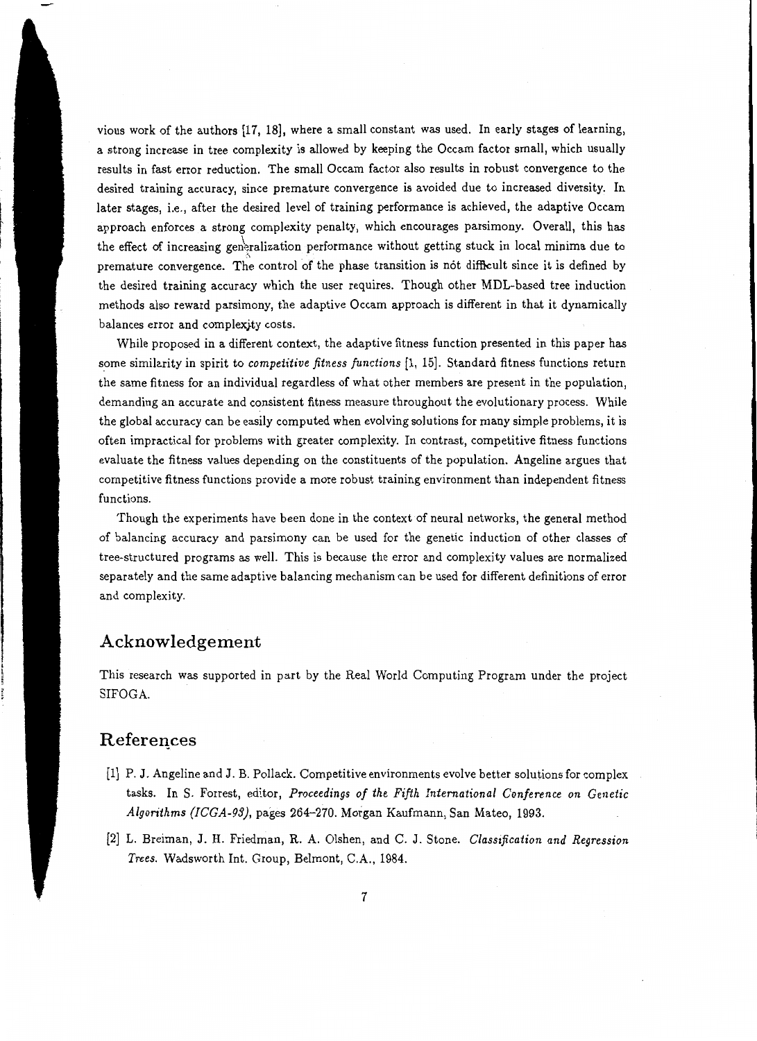vious work of the authors [17, 18], where a small constant was used. In early stages of learning, a strong increase in tree complexity is allowed by keeping the Occam factor small, which usually results in fast error reduction. The small Occam factor also results in robust convergence to the desired training accuracy, since premature convergence is avoided due to increased diversity. In later stages, i.e., after the desired level of training performance is achieved, the adaptive Occam approach enforces a strong complexity penalty, which encourages parsimony. Overall, this has the effect of increasing generalization performance without getting stuck in local minima due to premature convergence. The control of the phase transition is not difficult since it is defined by the desired training accuracy which the user requires. Though other MDL-based tree induction methods also reward parsimony, the adaptive Occam approach is different in that it dynamically balances error and complexity costs.

While proposed in a different context, the adaptive fitness function presented in this paper has some similarity in spirit to *competitive fitness functions* [1, 15]. Standard fitness functions return the same fitness for an individual regardless of what other members are present in the population, demanding an accurate and consistent fitness measure throughout the evolutionary process. While the global accuracy can be easily computed when evolving solutions for many simple problems, it is often impractical for problems with greater complexity. In contrast, competitive fitness functions evaluate the fitness values depending on the constituents of the population. Angeline argues that competitive fitness functions provide a more robust training environment than independent fitness functions.

Though the experiments have been done in the context of neural networks, the general method of balancing accuracy and parsimony can be used for the genetic induction of other classes of tree-structured programs as well. This is because the error and complexity values are normalized separately and the same adaptive balancing mechanism can be used for different definitions of error and complexity.

## Acknowledgement

This research was supported in part by the Real World Computing Program under the project SIFOGA.

## References

[1] P. J. Angeline and J. B. Pollack. Competitive environments evolve better solutions for complex tasks. In S. Forrest, editor, *Proceedings of the Fifth International Conference on Genetic Algorithms (ICGA-93)*, pages 264–270. Morgan Kaufmann, San Mateo, 1993.

[2] L. Breiman, J. H. Friedman, R. A. Olshen, and C. J. Stone. *Classification and Regression Trees*. Wadsworth Int. Group, Belmont, C.A., 1984.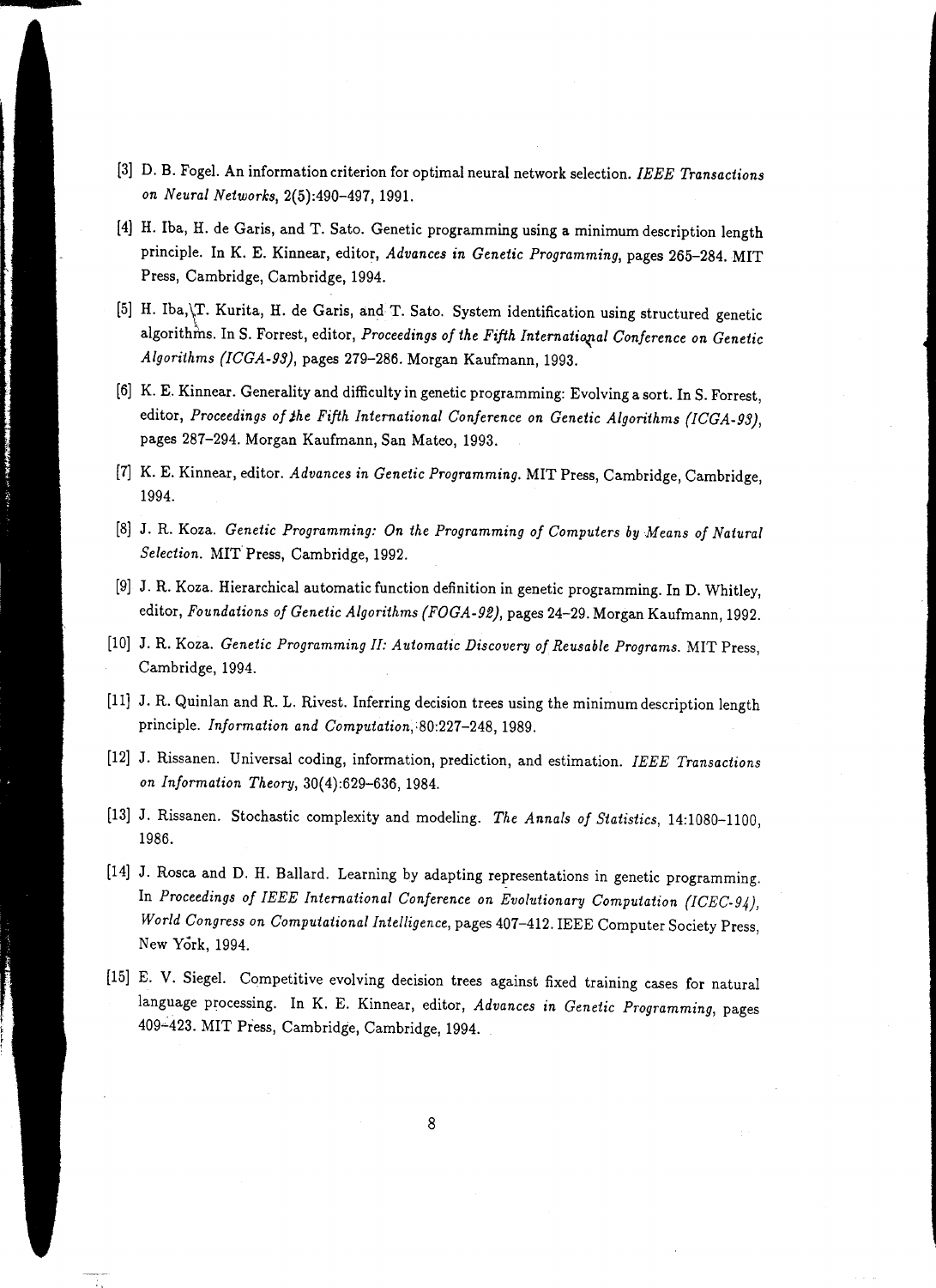[3] D. B. Fogel. An information criterion for optimal neural network selection. *IEEE Transactions on Neural Networks*, 2(5):490–497, 1991.

[4] H. Iba, H. de Garis, and T. Sato. Genetic programming using a minimum description length principle. In K. E. Kinnear, editor, *Advances in Genetic Programming*, pages 265–284. MIT Press, Cambridge, Cambridge, 1994.

[5] H. Iba, T. Kurita, H. de Garis, and T. Sato. System identification using structured genetic algorithms. In S. Forrest, editor, *Proceedings of the Fifth International Conference on Genetic Algorithms (ICGA-93)*, pages 279–286. Morgan Kaufmann, 1993.

[6] K. E. Kinnear. Generality and difficulty in genetic programming: Evolving a sort. In S. Forrest, editor, *Proceedings of the Fifth International Conference on Genetic Algorithms (ICGA-93)*, pages 287–294. Morgan Kaufmann, San Mateo, 1993.

[7] K. E. Kinnear, editor. *Advances in Genetic Programming*. MIT Press, Cambridge, Cambridge, 1994.

[8] J. R. Koza. *Genetic Programming: On the Programming of Computers by Means of Natural Selection*. MIT Press, Cambridge, 1992.

[9] J. R. Koza. Hierarchical automatic function definition in genetic programming. In D. Whitley, editor, *Foundations of Genetic Algorithms (FOGA-92)*, pages 24–29. Morgan Kaufmann, 1992.

[10] J. R. Koza. *Genetic Programming II: Automatic Discovery of Reusable Programs*. MIT Press, Cambridge, 1994.

[11] J. R. Quinlan and R. L. Rivest. Inferring decision trees using the minimum description length principle. *Information and Computation*, 80:227–248, 1989.

[12] J. Rissanen. Universal coding, information, prediction, and estimation. *IEEE Transactions on Information Theory*, 30(4):629–636, 1984.

[13] J. Rissanen. Stochastic complexity and modeling. *The Annals of Statistics*, 14:1080–1100, 1986.

[14] J. Rosca and D. H. Ballard. Learning by adapting representations in genetic programming. In *Proceedings of IEEE International Conference on Evolutionary Computation (ICEC-94), World Congress on Computational Intelligence*, pages 407–412. IEEE Computer Society Press, New York, 1994.

[15] E. V. Siegel. Competitive evolving decision trees against fixed training cases for natural language processing. In K. E. Kinnear, editor, *Advances in Genetic Programming*, pages 409–423. MIT Press, Cambridge, Cambridge, 1994.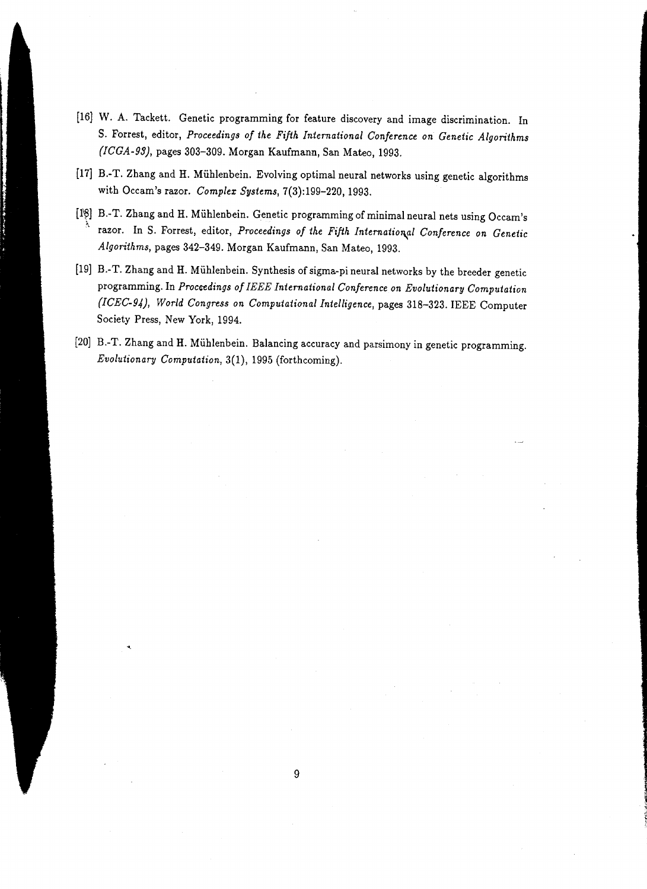[16] W. A. Tackett. Genetic programming for feature discovery and image discrimination. In S. Forrest, editor, *Proceedings of the Fifth International Conference on Genetic Algorithms (ICGA-93)*, pages 303–309. Morgan Kaufmann, San Mateo, 1993.

[17] B.-T. Zhang and H. Mühlenbein. Evolving optimal neural networks using genetic algorithms with Occam's razor. *Complex Systems*, 7(3):199–220, 1993.

[18] B.-T. Zhang and H. Mühlenbein. Genetic programming of minimal neural nets using Occam's razor. In S. Forrest, editor, *Proceedings of the Fifth International Conference on Genetic Algorithms*, pages 342–349. Morgan Kaufmann, San Mateo, 1993.

[19] B.-T. Zhang and H. Mühlenbein. Synthesis of sigma-pi neural networks by the breeder genetic programming. In *Proceedings of IEEE International Conference on Evolutionary Computation (ICEC-94), World Congress on Computational Intelligence*, pages 318–323. IEEE Computer Society Press, New York, 1994.

[20] B.-T. Zhang and H. Mühlenbein. Balancing accuracy and parsimony in genetic programming. *Evolutionary Computation*, 3(1), 1995 (forthcoming).